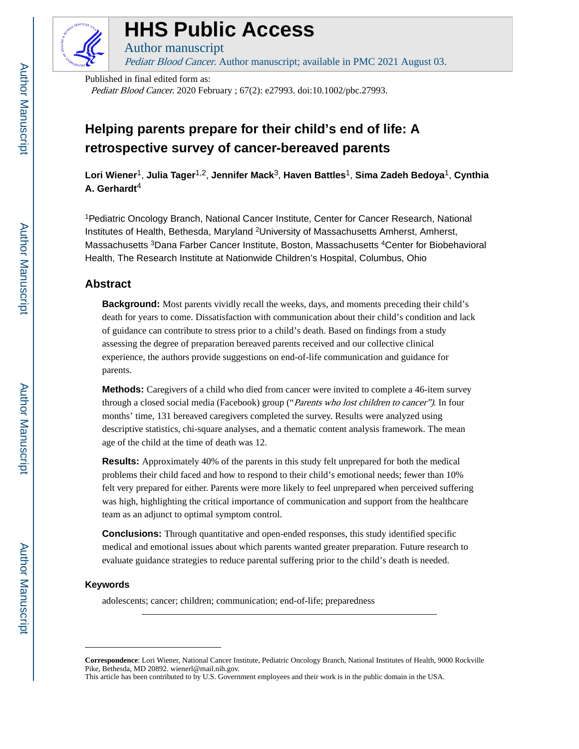# HHS Public Access

Author manuscript

*Pediatr Blood Cancer*. Author manuscript; available in PMC 2021 August 03.

Published in final edited form as:

*Pediatr Blood Cancer*. 2020 February ; 67(2): e27993. doi:10.1002/pbc.27993.

# Helping parents prepare for their child's end of life: A retrospective survey of cancer-bereaved parents

**Lori Wiener**[1], **Julia Tager**[1,2], **Jennifer Mack**[3], **Haven Battles**[1], **Sima Zadeh Bedoya**[1], **Cynthia A. Gerhardt**[4]

[1]Pediatric Oncology Branch, National Cancer Institute, Center for Cancer Research, National Institutes of Health, Bethesda, Maryland [2]University of Massachusetts Amherst, Amherst, Massachusetts [3]Dana Farber Cancer Institute, Boston, Massachusetts [4]Center for Biobehavioral Health, The Research Institute at Nationwide Children's Hospital, Columbus, Ohio

## Abstract

**Background:** Most parents vividly recall the weeks, days, and moments preceding their child's death for years to come. Dissatisfaction with communication about their child's condition and lack of guidance can contribute to stress prior to a child's death. Based on findings from a study assessing the degree of preparation bereaved parents received and our collective clinical experience, the authors provide suggestions on end-of-life communication and guidance for parents.

**Methods:** Caregivers of a child who died from cancer were invited to complete a 46-item survey through a closed social media (Facebook) group ("*Parents who lost children to cancer")*. In four months' time, 131 bereaved caregivers completed the survey. Results were analyzed using descriptive statistics, chi-square analyses, and a thematic content analysis framework. The mean age of the child at the time of death was 12.

**Results:** Approximately 40% of the parents in this study felt unprepared for both the medical problems their child faced and how to respond to their child's emotional needs; fewer than 10% felt very prepared for either. Parents were more likely to feel unprepared when perceived suffering was high, highlighting the critical importance of communication and support from the healthcare team as an adjunct to optimal symptom control.

**Conclusions:** Through quantitative and open-ended responses, this study identified specific medical and emotional issues about which parents wanted greater preparation. Future research to evaluate guidance strategies to reduce parental suffering prior to the child's death is needed.

### Keywords

adolescents; cancer; children; communication; end-of-life; preparedness

---

**Correspondence**: Lori Wiener, National Cancer Institute, Pediatric Oncology Branch, National Institutes of Health, 9000 Rockville Pike, Bethesda, MD 20892. wienerl@mail.nih.gov.

This article has been contributed to by U.S. Government employees and their work is in the public domain in the USA.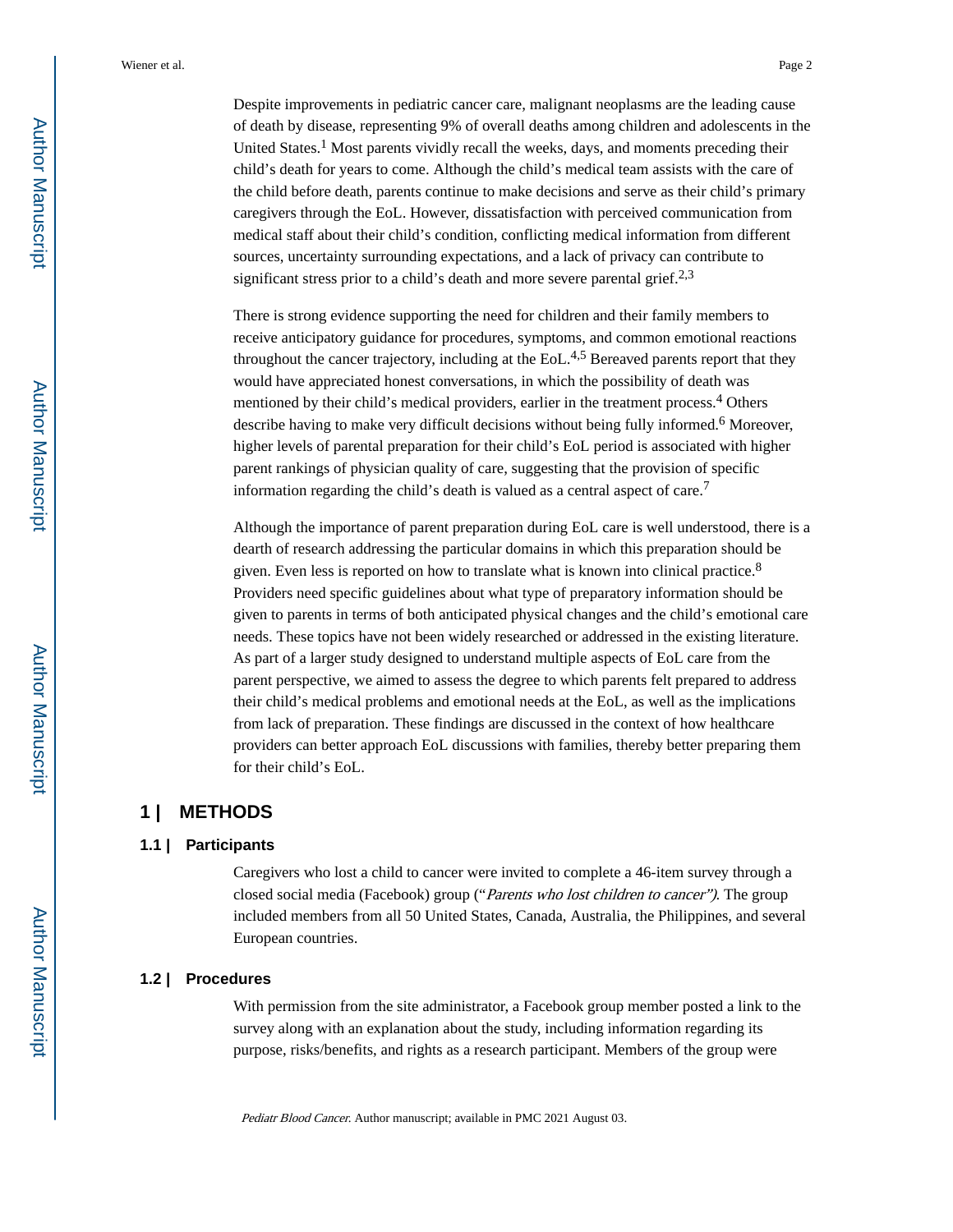Despite improvements in pediatric cancer care, malignant neoplasms are the leading cause of death by disease, representing 9% of overall deaths among children and adolescents in the United States.[1] Most parents vividly recall the weeks, days, and moments preceding their child's death for years to come. Although the child's medical team assists with the care of the child before death, parents continue to make decisions and serve as their child's primary caregivers through the EoL. However, dissatisfaction with perceived communication from medical staff about their child's condition, conflicting medical information from different sources, uncertainty surrounding expectations, and a lack of privacy can contribute to significant stress prior to a child's death and more severe parental grief.[2,3]

There is strong evidence supporting the need for children and their family members to receive anticipatory guidance for procedures, symptoms, and common emotional reactions throughout the cancer trajectory, including at the EoL.[4,5] Bereaved parents report that they would have appreciated honest conversations, in which the possibility of death was mentioned by their child's medical providers, earlier in the treatment process.[4] Others describe having to make very difficult decisions without being fully informed.[6] Moreover, higher levels of parental preparation for their child's EoL period is associated with higher parent rankings of physician quality of care, suggesting that the provision of specific information regarding the child's death is valued as a central aspect of care.[7]

Although the importance of parent preparation during EoL care is well understood, there is a dearth of research addressing the particular domains in which this preparation should be given. Even less is reported on how to translate what is known into clinical practice.[8] Providers need specific guidelines about what type of preparatory information should be given to parents in terms of both anticipated physical changes and the child's emotional care needs. These topics have not been widely researched or addressed in the existing literature. As part of a larger study designed to understand multiple aspects of EoL care from the parent perspective, we aimed to assess the degree to which parents felt prepared to address their child's medical problems and emotional needs at the EoL, as well as the implications from lack of preparation. These findings are discussed in the context of how healthcare providers can better approach EoL discussions with families, thereby better preparing them for their child's EoL.

## 1 | METHODS

### 1.1 | Participants

Caregivers who lost a child to cancer were invited to complete a 46-item survey through a closed social media (Facebook) group ("*Parents who lost children to cancer"*). The group included members from all 50 United States, Canada, Australia, the Philippines, and several European countries.

### 1.2 | Procedures

With permission from the site administrator, a Facebook group member posted a link to the survey along with an explanation about the study, including information regarding its purpose, risks/benefits, and rights as a research participant. Members of the group were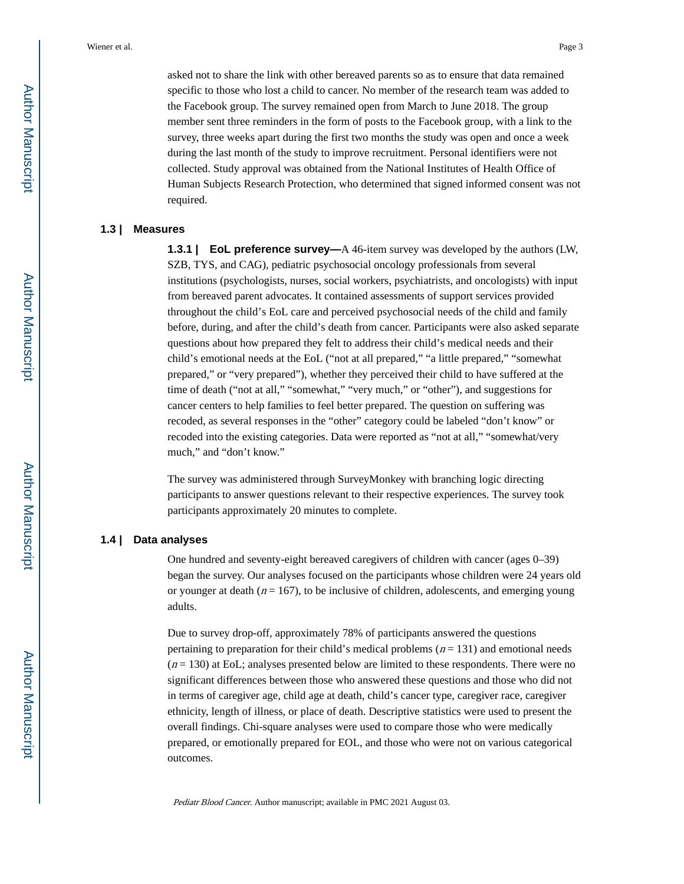asked not to share the link with other bereaved parents so as to ensure that data remained specific to those who lost a child to cancer. No member of the research team was added to the Facebook group. The survey remained open from March to June 2018. The group member sent three reminders in the form of posts to the Facebook group, with a link to the survey, three weeks apart during the first two months the study was open and once a week during the last month of the study to improve recruitment. Personal identifiers were not collected. Study approval was obtained from the National Institutes of Health Office of Human Subjects Research Protection, who determined that signed informed consent was not required.

## 1.3 | Measures

**1.3.1 | EoL preference survey—**A 46-item survey was developed by the authors (LW, SZB, TYS, and CAG), pediatric psychosocial oncology professionals from several institutions (psychologists, nurses, social workers, psychiatrists, and oncologists) with input from bereaved parent advocates. It contained assessments of support services provided throughout the child's EoL care and perceived psychosocial needs of the child and family before, during, and after the child's death from cancer. Participants were also asked separate questions about how prepared they felt to address their child's medical needs and their child's emotional needs at the EoL ("not at all prepared," "a little prepared," "somewhat prepared," or "very prepared"), whether they perceived their child to have suffered at the time of death ("not at all," "somewhat," "very much," or "other"), and suggestions for cancer centers to help families to feel better prepared. The question on suffering was recoded, as several responses in the "other" category could be labeled "don't know" or recoded into the existing categories. Data were reported as "not at all," "somewhat/very much," and "don't know."

The survey was administered through SurveyMonkey with branching logic directing participants to answer questions relevant to their respective experiences. The survey took participants approximately 20 minutes to complete.

## 1.4 | Data analyses

One hundred and seventy-eight bereaved caregivers of children with cancer (ages 0–39) began the survey. Our analyses focused on the participants whose children were 24 years old or younger at death ($n = 167$), to be inclusive of children, adolescents, and emerging young adults.

Due to survey drop-off, approximately 78% of participants answered the questions pertaining to preparation for their child's medical problems ($n = 131$) and emotional needs ($n = 130$) at EoL; analyses presented below are limited to these respondents. There were no significant differences between those who answered these questions and those who did not in terms of caregiver age, child age at death, child's cancer type, caregiver race, caregiver ethnicity, length of illness, or place of death. Descriptive statistics were used to present the overall findings. Chi-square analyses were used to compare those who were medically prepared, or emotionally prepared for EOL, and those who were not on various categorical outcomes.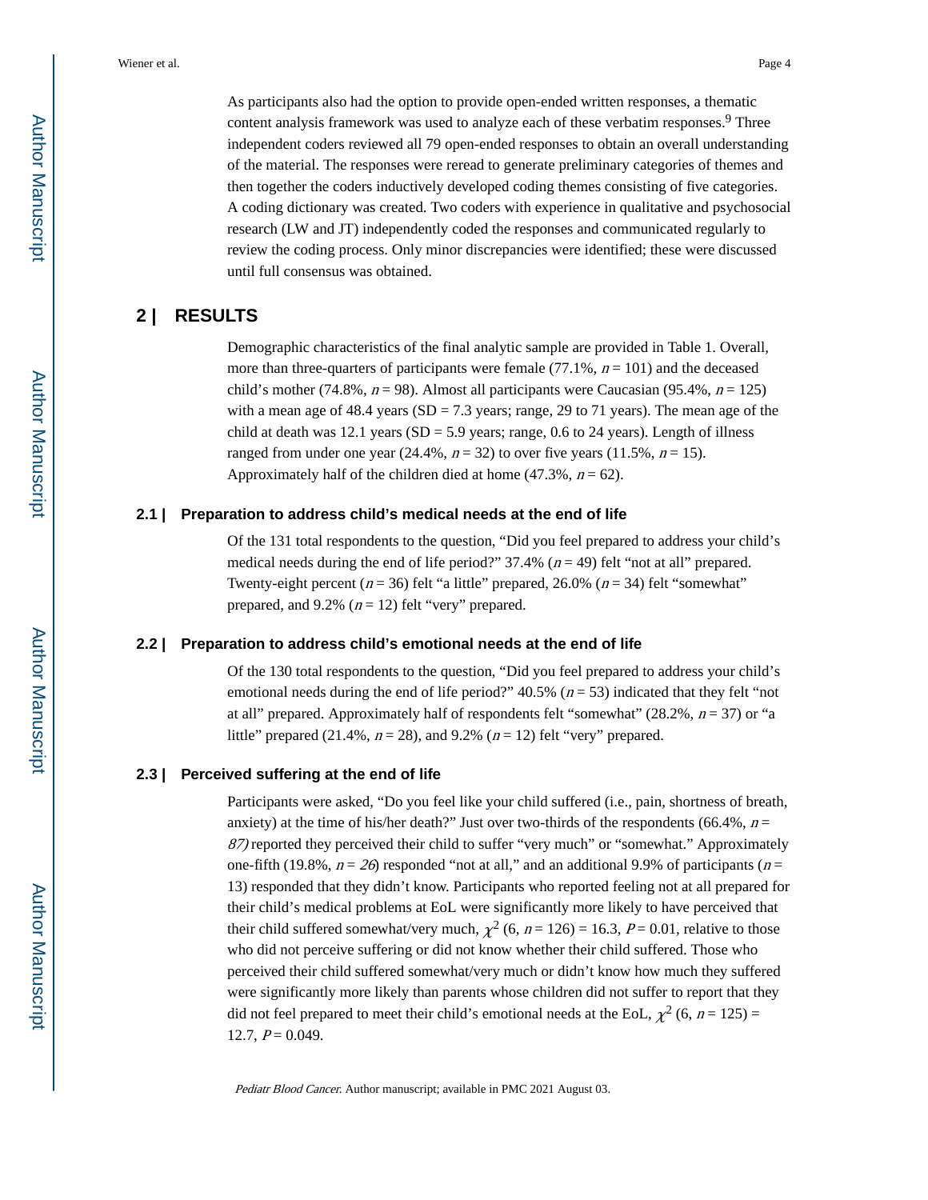As participants also had the option to provide open-ended written responses, a thematic content analysis framework was used to analyze each of these verbatim responses.[9] Three independent coders reviewed all 79 open-ended responses to obtain an overall understanding of the material. The responses were reread to generate preliminary categories of themes and then together the coders inductively developed coding themes consisting of five categories. A coding dictionary was created. Two coders with experience in qualitative and psychosocial research (LW and JT) independently coded the responses and communicated regularly to review the coding process. Only minor discrepancies were identified; these were discussed until full consensus was obtained.

## 2 | RESULTS

Demographic characteristics of the final analytic sample are provided in Table 1. Overall, more than three-quarters of participants were female (77.1%, $n = 101$) and the deceased child's mother (74.8%, $n = 98$). Almost all participants were Caucasian (95.4%, $n = 125$) with a mean age of 48.4 years (SD = 7.3 years; range, 29 to 71 years). The mean age of the child at death was 12.1 years (SD = 5.9 years; range, 0.6 to 24 years). Length of illness ranged from under one year (24.4%, $n = 32$) to over five years (11.5%, $n = 15$). Approximately half of the children died at home (47.3%, $n = 62$).

### 2.1 | Preparation to address child's medical needs at the end of life

Of the 131 total respondents to the question, "Did you feel prepared to address your child's medical needs during the end of life period?" 37.4% ($n = 49$) felt "not at all" prepared. Twenty-eight percent ($n = 36$) felt "a little" prepared, 26.0% ($n = 34$) felt "somewhat" prepared, and 9.2% ($n = 12$) felt "very" prepared.

### 2.2 | Preparation to address child's emotional needs at the end of life

Of the 130 total respondents to the question, "Did you feel prepared to address your child's emotional needs during the end of life period?" 40.5% ($n = 53$) indicated that they felt "not at all" prepared. Approximately half of respondents felt "somewhat" (28.2%, $n = 37$) or "a little" prepared (21.4%, $n = 28$), and 9.2% ($n = 12$) felt "very" prepared.

### 2.3 | Perceived suffering at the end of life

Participants were asked, "Do you feel like your child suffered (i.e., pain, shortness of breath, anxiety) at the time of his/her death?" Just over two-thirds of the respondents (66.4%, $n = 87$) reported they perceived their child to suffer "very much" or "somewhat." Approximately one-fifth (19.8%, $n = 26$) responded "not at all," and an additional 9.9% of participants ($n = 13$) responded that they didn't know. Participants who reported feeling not at all prepared for their child's medical problems at EoL were significantly more likely to have perceived that their child suffered somewhat/very much, $\chi^2$ (6, $n = 126$) = 16.3, $P = 0.01$, relative to those who did not perceive suffering or did not know whether their child suffered. Those who perceived their child suffered somewhat/very much or didn't know how much they suffered were significantly more likely than parents whose children did not suffer to report that they did not feel prepared to meet their child's emotional needs at the EoL, $\chi^2$ (6, $n = 125$) = 12.7, $P = 0.049$.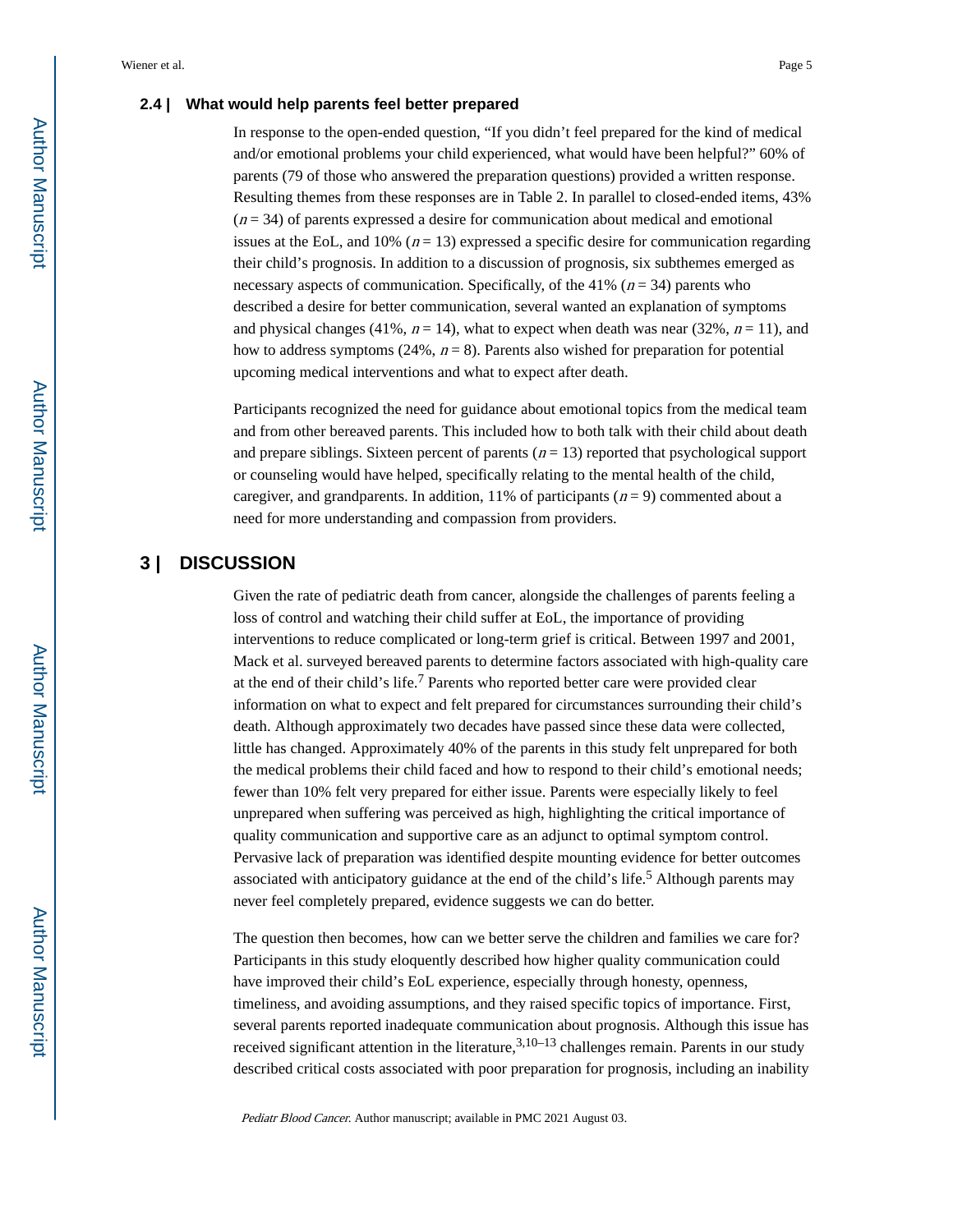### 2.4 | What would help parents feel better prepared

In response to the open-ended question, "If you didn't feel prepared for the kind of medical and/or emotional problems your child experienced, what would have been helpful?" 60% of parents (79 of those who answered the preparation questions) provided a written response. Resulting themes from these responses are in Table 2. In parallel to closed-ended items, 43% ($n = 34$) of parents expressed a desire for communication about medical and emotional issues at the EoL, and 10% ($n = 13$) expressed a specific desire for communication regarding their child's prognosis. In addition to a discussion of prognosis, six subthemes emerged as necessary aspects of communication. Specifically, of the 41% ($n = 34$) parents who described a desire for better communication, several wanted an explanation of symptoms and physical changes (41%, $n = 14$), what to expect when death was near (32%, $n = 11$), and how to address symptoms (24%, $n = 8$). Parents also wished for preparation for potential upcoming medical interventions and what to expect after death.

Participants recognized the need for guidance about emotional topics from the medical team and from other bereaved parents. This included how to both talk with their child about death and prepare siblings. Sixteen percent of parents ($n = 13$) reported that psychological support or counseling would have helped, specifically relating to the mental health of the child, caregiver, and grandparents. In addition, 11% of participants ($n = 9$) commented about a need for more understanding and compassion from providers.

## 3 | DISCUSSION

Given the rate of pediatric death from cancer, alongside the challenges of parents feeling a loss of control and watching their child suffer at EoL, the importance of providing interventions to reduce complicated or long-term grief is critical. Between 1997 and 2001, Mack et al. surveyed bereaved parents to determine factors associated with high-quality care at the end of their child's life.[7] Parents who reported better care were provided clear information on what to expect and felt prepared for circumstances surrounding their child's death. Although approximately two decades have passed since these data were collected, little has changed. Approximately 40% of the parents in this study felt unprepared for both the medical problems their child faced and how to respond to their child's emotional needs; fewer than 10% felt very prepared for either issue. Parents were especially likely to feel unprepared when suffering was perceived as high, highlighting the critical importance of quality communication and supportive care as an adjunct to optimal symptom control. Pervasive lack of preparation was identified despite mounting evidence for better outcomes associated with anticipatory guidance at the end of the child's life.[5] Although parents may never feel completely prepared, evidence suggests we can do better.

The question then becomes, how can we better serve the children and families we care for? Participants in this study eloquently described how higher quality communication could have improved their child's EoL experience, especially through honesty, openness, timeliness, and avoiding assumptions, and they raised specific topics of importance. First, several parents reported inadequate communication about prognosis. Although this issue has received significant attention in the literature,[3,10–13] challenges remain. Parents in our study described critical costs associated with poor preparation for prognosis, including an inability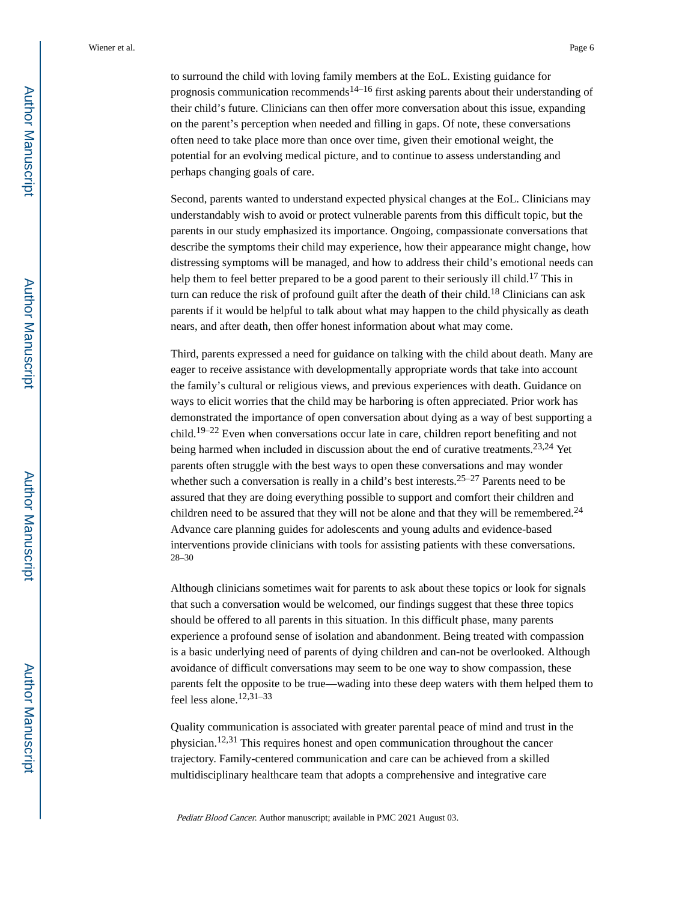to surround the child with loving family members at the EoL. Existing guidance for prognosis communication recommends[14–16] first asking parents about their understanding of their child's future. Clinicians can then offer more conversation about this issue, expanding on the parent's perception when needed and filling in gaps. Of note, these conversations often need to take place more than once over time, given their emotional weight, the potential for an evolving medical picture, and to continue to assess understanding and perhaps changing goals of care.

Second, parents wanted to understand expected physical changes at the EoL. Clinicians may understandably wish to avoid or protect vulnerable parents from this difficult topic, but the parents in our study emphasized its importance. Ongoing, compassionate conversations that describe the symptoms their child may experience, how their appearance might change, how distressing symptoms will be managed, and how to address their child's emotional needs can help them to feel better prepared to be a good parent to their seriously ill child.[17] This in turn can reduce the risk of profound guilt after the death of their child.[18] Clinicians can ask parents if it would be helpful to talk about what may happen to the child physically as death nears, and after death, then offer honest information about what may come.

Third, parents expressed a need for guidance on talking with the child about death. Many are eager to receive assistance with developmentally appropriate words that take into account the family's cultural or religious views, and previous experiences with death. Guidance on ways to elicit worries that the child may be harboring is often appreciated. Prior work has demonstrated the importance of open conversation about dying as a way of best supporting a child.[19–22] Even when conversations occur late in care, children report benefiting and not being harmed when included in discussion about the end of curative treatments.[23,24] Yet parents often struggle with the best ways to open these conversations and may wonder whether such a conversation is really in a child's best interests.[25–27] Parents need to be assured that they are doing everything possible to support and comfort their children and children need to be assured that they will not be alone and that they will be remembered.[24] Advance care planning guides for adolescents and young adults and evidence-based interventions provide clinicians with tools for assisting patients with these conversations.[28–30]

Although clinicians sometimes wait for parents to ask about these topics or look for signals that such a conversation would be welcomed, our findings suggest that these three topics should be offered to all parents in this situation. In this difficult phase, many parents experience a profound sense of isolation and abandonment. Being treated with compassion is a basic underlying need of parents of dying children and can-not be overlooked. Although avoidance of difficult conversations may seem to be one way to show compassion, these parents felt the opposite to be true—wading into these deep waters with them helped them to feel less alone.[12,31–33]

Quality communication is associated with greater parental peace of mind and trust in the physician.[12,31] This requires honest and open communication throughout the cancer trajectory. Family-centered communication and care can be achieved from a skilled multidisciplinary healthcare team that adopts a comprehensive and integrative care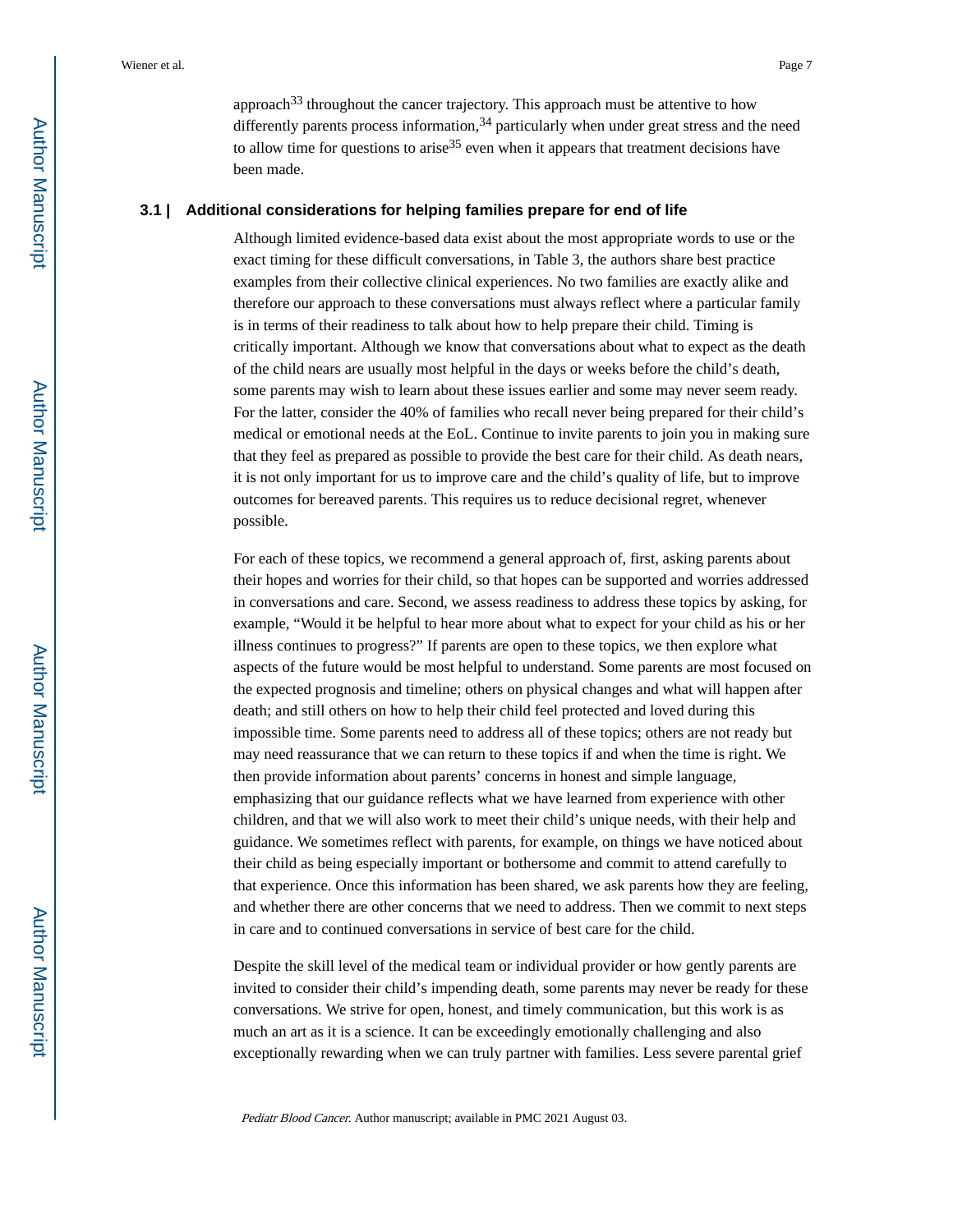approach[33] throughout the cancer trajectory. This approach must be attentive to how differently parents process information,[34] particularly when under great stress and the need to allow time for questions to arise[35] even when it appears that treatment decisions have been made.

### 3.1 | Additional considerations for helping families prepare for end of life

Although limited evidence-based data exist about the most appropriate words to use or the exact timing for these difficult conversations, in Table 3, the authors share best practice examples from their collective clinical experiences. No two families are exactly alike and therefore our approach to these conversations must always reflect where a particular family is in terms of their readiness to talk about how to help prepare their child. Timing is critically important. Although we know that conversations about what to expect as the death of the child nears are usually most helpful in the days or weeks before the child's death, some parents may wish to learn about these issues earlier and some may never seem ready. For the latter, consider the 40% of families who recall never being prepared for their child's medical or emotional needs at the EoL. Continue to invite parents to join you in making sure that they feel as prepared as possible to provide the best care for their child. As death nears, it is not only important for us to improve care and the child's quality of life, but to improve outcomes for bereaved parents. This requires us to reduce decisional regret, whenever possible.

For each of these topics, we recommend a general approach of, first, asking parents about their hopes and worries for their child, so that hopes can be supported and worries addressed in conversations and care. Second, we assess readiness to address these topics by asking, for example, "Would it be helpful to hear more about what to expect for your child as his or her illness continues to progress?" If parents are open to these topics, we then explore what aspects of the future would be most helpful to understand. Some parents are most focused on the expected prognosis and timeline; others on physical changes and what will happen after death; and still others on how to help their child feel protected and loved during this impossible time. Some parents need to address all of these topics; others are not ready but may need reassurance that we can return to these topics if and when the time is right. We then provide information about parents' concerns in honest and simple language, emphasizing that our guidance reflects what we have learned from experience with other children, and that we will also work to meet their child's unique needs, with their help and guidance. We sometimes reflect with parents, for example, on things we have noticed about their child as being especially important or bothersome and commit to attend carefully to that experience. Once this information has been shared, we ask parents how they are feeling, and whether there are other concerns that we need to address. Then we commit to next steps in care and to continued conversations in service of best care for the child.

Despite the skill level of the medical team or individual provider or how gently parents are invited to consider their child's impending death, some parents may never be ready for these conversations. We strive for open, honest, and timely communication, but this work is as much an art as it is a science. It can be exceedingly emotionally challenging and also exceptionally rewarding when we can truly partner with families. Less severe parental grief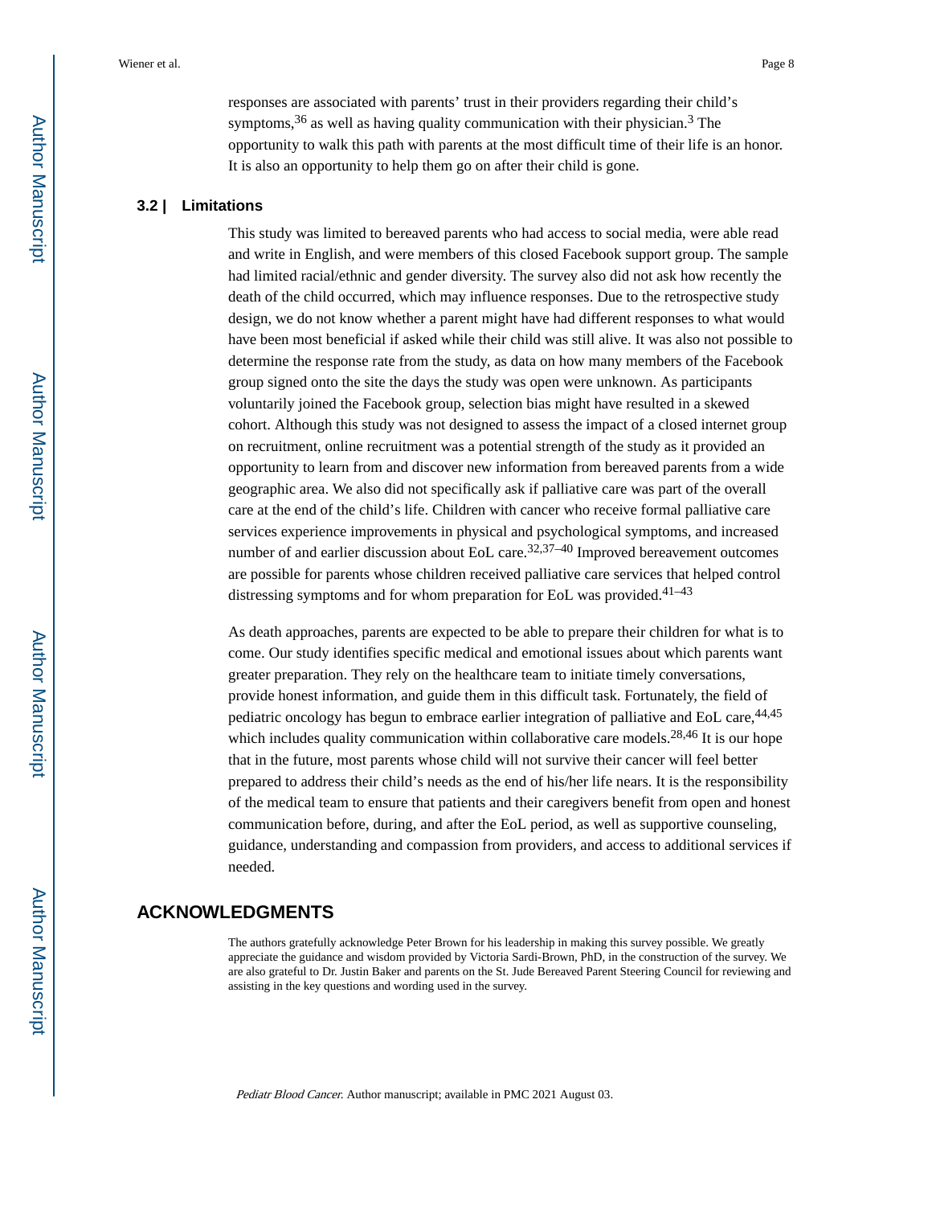responses are associated with parents' trust in their providers regarding their child's symptoms,[36] as well as having quality communication with their physician.[3] The opportunity to walk this path with parents at the most difficult time of their life is an honor. It is also an opportunity to help them go on after their child is gone.

### 3.2 | Limitations

This study was limited to bereaved parents who had access to social media, were able read and write in English, and were members of this closed Facebook support group. The sample had limited racial/ethnic and gender diversity. The survey also did not ask how recently the death of the child occurred, which may influence responses. Due to the retrospective study design, we do not know whether a parent might have had different responses to what would have been most beneficial if asked while their child was still alive. It was also not possible to determine the response rate from the study, as data on how many members of the Facebook group signed onto the site the days the study was open were unknown. As participants voluntarily joined the Facebook group, selection bias might have resulted in a skewed cohort. Although this study was not designed to assess the impact of a closed internet group on recruitment, online recruitment was a potential strength of the study as it provided an opportunity to learn from and discover new information from bereaved parents from a wide geographic area. We also did not specifically ask if palliative care was part of the overall care at the end of the child's life. Children with cancer who receive formal palliative care services experience improvements in physical and psychological symptoms, and increased number of and earlier discussion about EoL care.[32,37–40] Improved bereavement outcomes are possible for parents whose children received palliative care services that helped control distressing symptoms and for whom preparation for EoL was provided.[41–43]

As death approaches, parents are expected to be able to prepare their children for what is to come. Our study identifies specific medical and emotional issues about which parents want greater preparation. They rely on the healthcare team to initiate timely conversations, provide honest information, and guide them in this difficult task. Fortunately, the field of pediatric oncology has begun to embrace earlier integration of palliative and EoL care,[44,45] which includes quality communication within collaborative care models.[28,46] It is our hope that in the future, most parents whose child will not survive their cancer will feel better prepared to address their child's needs as the end of his/her life nears. It is the responsibility of the medical team to ensure that patients and their caregivers benefit from open and honest communication before, during, and after the EoL period, as well as supportive counseling, guidance, understanding and compassion from providers, and access to additional services if needed.

## ACKNOWLEDGMENTS

The authors gratefully acknowledge Peter Brown for his leadership in making this survey possible. We greatly appreciate the guidance and wisdom provided by Victoria Sardi-Brown, PhD, in the construction of the survey. We are also grateful to Dr. Justin Baker and parents on the St. Jude Bereaved Parent Steering Council for reviewing and assisting in the key questions and wording used in the survey.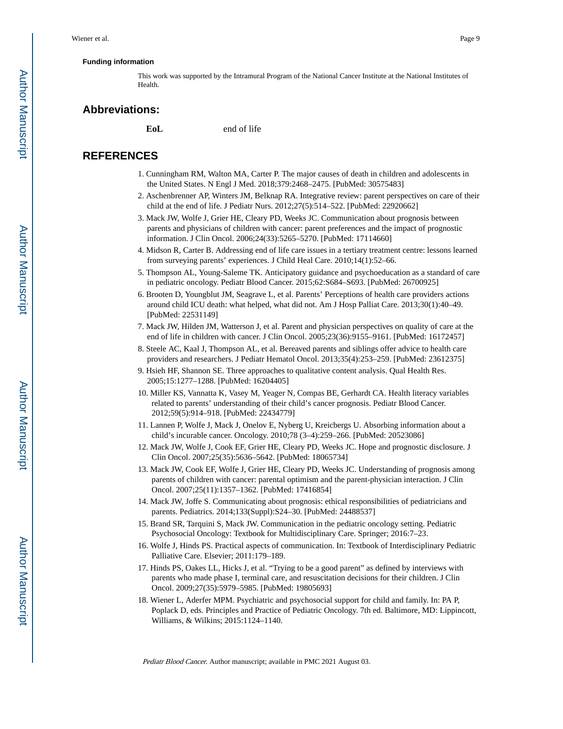#### Funding information

This work was supported by the Intramural Program of the National Cancer Institute at the National Institutes of Health.

## Abbreviations:

| | |
|---|---|
| **EoL** | end of life |

## REFERENCES

1. Cunningham RM, Walton MA, Carter P. The major causes of death in children and adolescents in the United States. N Engl J Med. 2018;379:2468–2475. [PubMed: 30575483]
2. Aschenbrenner AP, Winters JM, Belknap RA. Integrative review: parent perspectives on care of their child at the end of life. J Pediatr Nurs. 2012;27(5):514–522. [PubMed: 22920662]
3. Mack JW, Wolfe J, Grier HE, Cleary PD, Weeks JC. Communication about prognosis between parents and physicians of children with cancer: parent preferences and the impact of prognostic information. J Clin Oncol. 2006;24(33):5265–5270. [PubMed: 17114660]
4. Midson R, Carter B. Addressing end of life care issues in a tertiary treatment centre: lessons learned from surveying parents' experiences. J Child Heal Care. 2010;14(1):52–66.
5. Thompson AL, Young-Saleme TK. Anticipatory guidance and psychoeducation as a standard of care in pediatric oncology. Pediatr Blood Cancer. 2015;62:S684–S693. [PubMed: 26700925]
6. Brooten D, Youngblut JM, Seagrave L, et al. Parents' Perceptions of health care providers actions around child ICU death: what helped, what did not. Am J Hosp Palliat Care. 2013;30(1):40–49. [PubMed: 22531149]
7. Mack JW, Hilden JM, Watterson J, et al. Parent and physician perspectives on quality of care at the end of life in children with cancer. J Clin Oncol. 2005;23(36):9155–9161. [PubMed: 16172457]
8. Steele AC, Kaal J, Thompson AL, et al. Bereaved parents and siblings offer advice to health care providers and researchers. J Pediatr Hematol Oncol. 2013;35(4):253–259. [PubMed: 23612375]
9. Hsieh HF, Shannon SE. Three approaches to qualitative content analysis. Qual Health Res. 2005;15:1277–1288. [PubMed: 16204405]
10. Miller KS, Vannatta K, Vasey M, Yeager N, Compas BE, Gerhardt CA. Health literacy variables related to parents' understanding of their child's cancer prognosis. Pediatr Blood Cancer. 2012;59(5):914–918. [PubMed: 22434779]
11. Lannen P, Wolfe J, Mack J, Onelov E, Nyberg U, Kreicbergs U. Absorbing information about a child's incurable cancer. Oncology. 2010;78 (3–4):259–266. [PubMed: 20523086]
12. Mack JW, Wolfe J, Cook EF, Grier HE, Cleary PD, Weeks JC. Hope and prognostic disclosure. J Clin Oncol. 2007;25(35):5636–5642. [PubMed: 18065734]
13. Mack JW, Cook EF, Wolfe J, Grier HE, Cleary PD, Weeks JC. Understanding of prognosis among parents of children with cancer: parental optimism and the parent-physician interaction. J Clin Oncol. 2007;25(11):1357–1362. [PubMed: 17416854]
14. Mack JW, Joffe S. Communicating about prognosis: ethical responsibilities of pediatricians and parents. Pediatrics. 2014;133(Suppl):S24–30. [PubMed: 24488537]
15. Brand SR, Tarquini S, Mack JW. Communication in the pediatric oncology setting. Pediatric Psychosocial Oncology: Textbook for Multidisciplinary Care. Springer; 2016:7–23.
16. Wolfe J, Hinds PS. Practical aspects of communication. In: Textbook of Interdisciplinary Pediatric Palliative Care. Elsevier; 2011:179–189.
17. Hinds PS, Oakes LL, Hicks J, et al. "Trying to be a good parent" as defined by interviews with parents who made phase I, terminal care, and resuscitation decisions for their children. J Clin Oncol. 2009;27(35):5979–5985. [PubMed: 19805693]
18. Wiener L, Aderfer MPM. Psychiatric and psychosocial support for child and family. In: PA P, Poplack D, eds. Principles and Practice of Pediatric Oncology. 7th ed. Baltimore, MD: Lippincott, Williams, & Wilkins; 2015:1124–1140.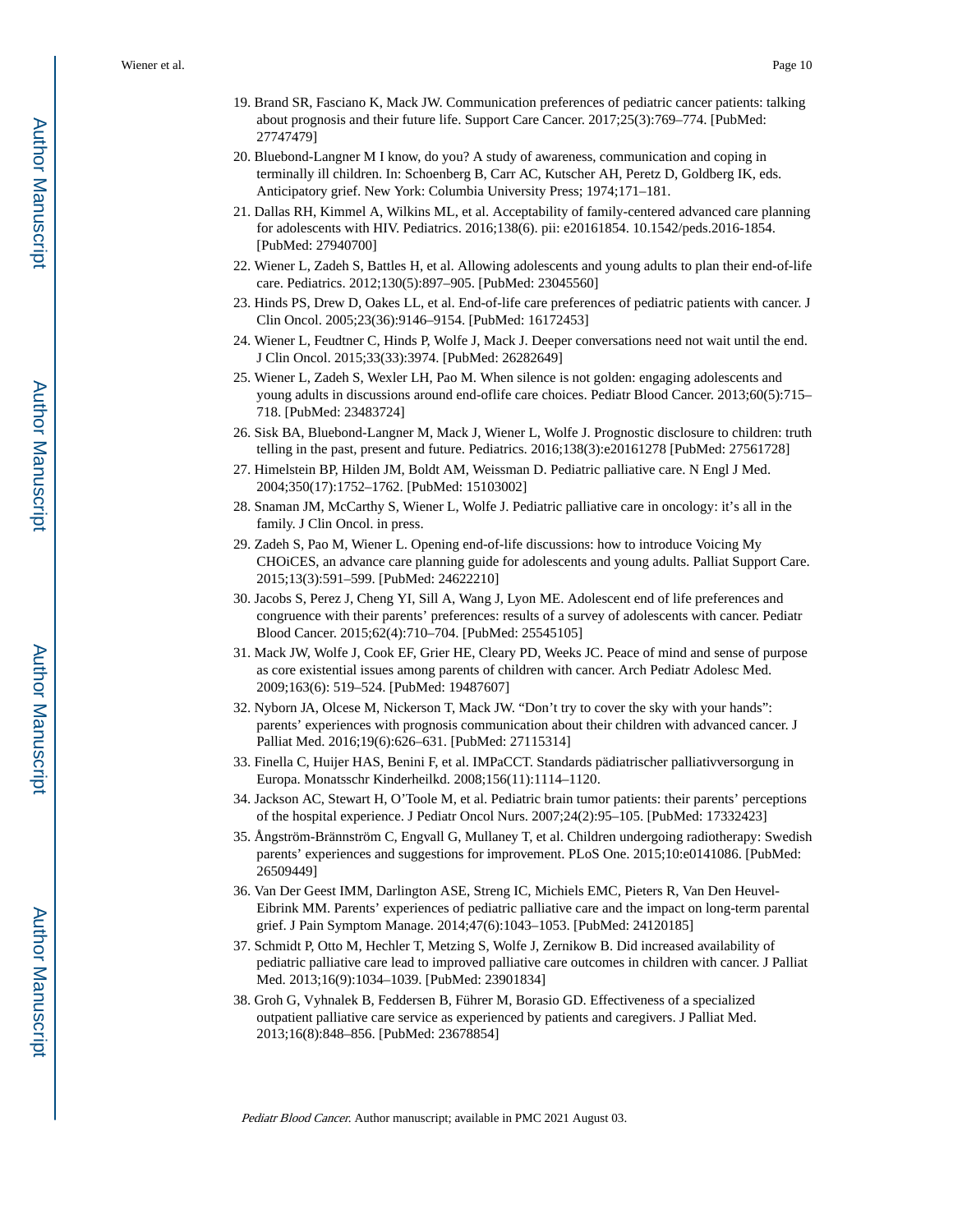19. Brand SR, Fasciano K, Mack JW. Communication preferences of pediatric cancer patients: talking about prognosis and their future life. Support Care Cancer. 2017;25(3):769–774. [PubMed: 27747479]
20. Bluebond-Langner M I know, do you? A study of awareness, communication and coping in terminally ill children. In: Schoenberg B, Carr AC, Kutscher AH, Peretz D, Goldberg IK, eds. Anticipatory grief. New York: Columbia University Press; 1974;171–181.
21. Dallas RH, Kimmel A, Wilkins ML, et al. Acceptability of family-centered advanced care planning for adolescents with HIV. Pediatrics. 2016;138(6). pii: e20161854. 10.1542/peds.2016-1854. [PubMed: 27940700]
22. Wiener L, Zadeh S, Battles H, et al. Allowing adolescents and young adults to plan their end-of-life care. Pediatrics. 2012;130(5):897–905. [PubMed: 23045560]
23. Hinds PS, Drew D, Oakes LL, et al. End-of-life care preferences of pediatric patients with cancer. J Clin Oncol. 2005;23(36):9146–9154. [PubMed: 16172453]
24. Wiener L, Feudtner C, Hinds P, Wolfe J, Mack J. Deeper conversations need not wait until the end. J Clin Oncol. 2015;33(33):3974. [PubMed: 26282649]
25. Wiener L, Zadeh S, Wexler LH, Pao M. When silence is not golden: engaging adolescents and young adults in discussions around end-oflife care choices. Pediatr Blood Cancer. 2013;60(5):715–718. [PubMed: 23483724]
26. Sisk BA, Bluebond-Langner M, Mack J, Wiener L, Wolfe J. Prognostic disclosure to children: truth telling in the past, present and future. Pediatrics. 2016;138(3):e20161278 [PubMed: 27561728]
27. Himelstein BP, Hilden JM, Boldt AM, Weissman D. Pediatric palliative care. N Engl J Med. 2004;350(17):1752–1762. [PubMed: 15103002]
28. Snaman JM, McCarthy S, Wiener L, Wolfe J. Pediatric palliative care in oncology: it's all in the family. J Clin Oncol. in press.
29. Zadeh S, Pao M, Wiener L. Opening end-of-life discussions: how to introduce Voicing My CHOiCES, an advance care planning guide for adolescents and young adults. Palliat Support Care. 2015;13(3):591–599. [PubMed: 24622210]
30. Jacobs S, Perez J, Cheng YI, Sill A, Wang J, Lyon ME. Adolescent end of life preferences and congruence with their parents' preferences: results of a survey of adolescents with cancer. Pediatr Blood Cancer. 2015;62(4):710–704. [PubMed: 25545105]
31. Mack JW, Wolfe J, Cook EF, Grier HE, Cleary PD, Weeks JC. Peace of mind and sense of purpose as core existential issues among parents of children with cancer. Arch Pediatr Adolesc Med. 2009;163(6): 519–524. [PubMed: 19487607]
32. Nyborn JA, Olcese M, Nickerson T, Mack JW. "Don't try to cover the sky with your hands": parents' experiences with prognosis communication about their children with advanced cancer. J Palliat Med. 2016;19(6):626–631. [PubMed: 27115314]
33. Finella C, Huijer HAS, Benini F, et al. IMPaCCT. Standards pädiatrischer palliativversorgung in Europa. Monatsschr Kinderheilkd. 2008;156(11):1114–1120.
34. Jackson AC, Stewart H, O'Toole M, et al. Pediatric brain tumor patients: their parents' perceptions of the hospital experience. J Pediatr Oncol Nurs. 2007;24(2):95–105. [PubMed: 17332423]
35. Ångström-Brännström C, Engvall G, Mullaney T, et al. Children undergoing radiotherapy: Swedish parents' experiences and suggestions for improvement. PLoS One. 2015;10:e0141086. [PubMed: 26509449]
36. Van Der Geest IMM, Darlington ASE, Streng IC, Michiels EMC, Pieters R, Van Den Heuvel-Eibrink MM. Parents' experiences of pediatric palliative care and the impact on long-term parental grief. J Pain Symptom Manage. 2014;47(6):1043–1053. [PubMed: 24120185]
37. Schmidt P, Otto M, Hechler T, Metzing S, Wolfe J, Zernikow B. Did increased availability of pediatric palliative care lead to improved palliative care outcomes in children with cancer. J Palliat Med. 2013;16(9):1034–1039. [PubMed: 23901834]
38. Groh G, Vyhnalek B, Feddersen B, Führer M, Borasio GD. Effectiveness of a specialized outpatient palliative care service as experienced by patients and caregivers. J Palliat Med. 2013;16(8):848–856. [PubMed: 23678854]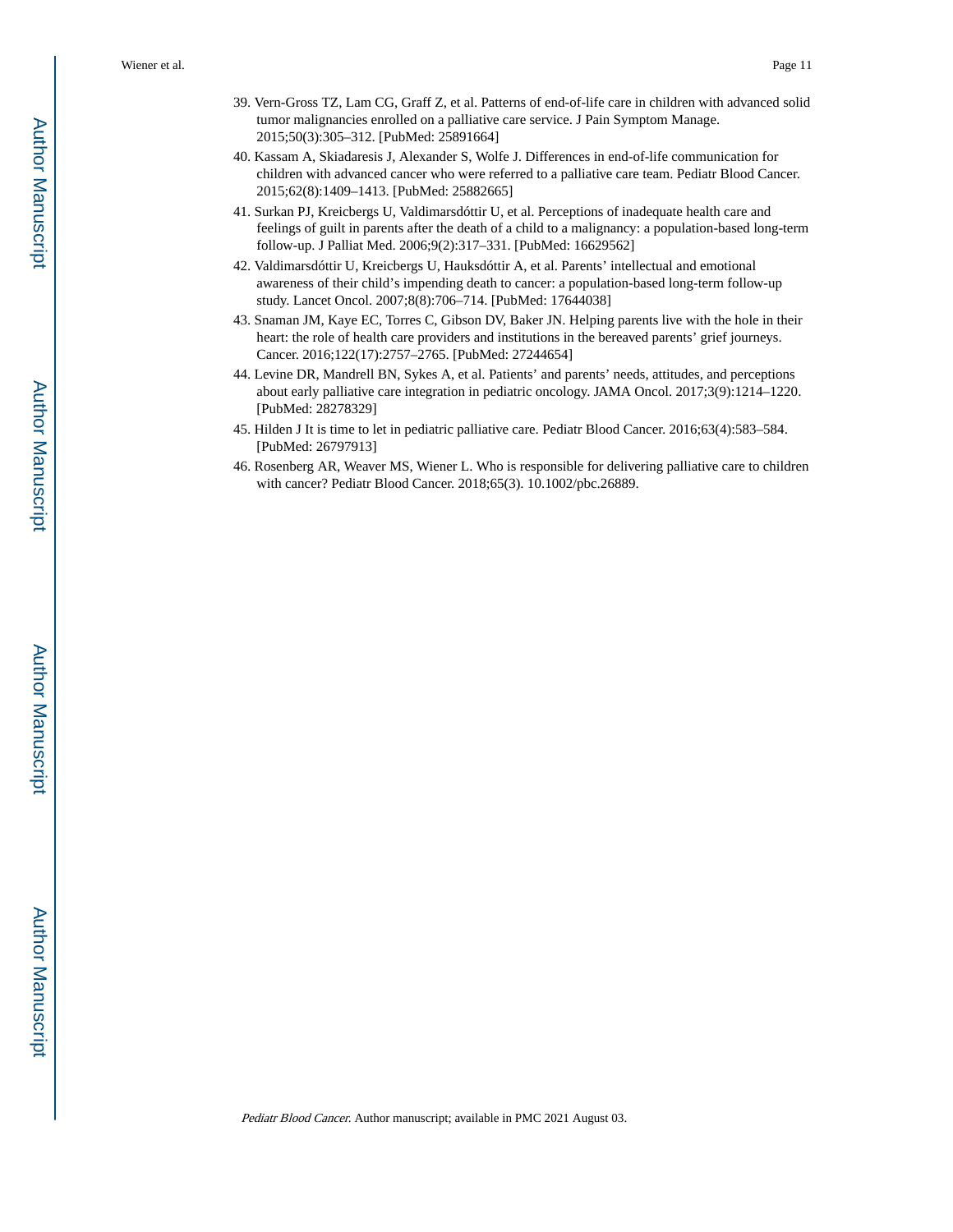39. Vern-Gross TZ, Lam CG, Graff Z, et al. Patterns of end-of-life care in children with advanced solid tumor malignancies enrolled on a palliative care service. J Pain Symptom Manage. 2015;50(3):305–312. [PubMed: 25891664]
40. Kassam A, Skiadaresis J, Alexander S, Wolfe J. Differences in end-of-life communication for children with advanced cancer who were referred to a palliative care team. Pediatr Blood Cancer. 2015;62(8):1409–1413. [PubMed: 25882665]
41. Surkan PJ, Kreicbergs U, Valdimarsdóttir U, et al. Perceptions of inadequate health care and feelings of guilt in parents after the death of a child to a malignancy: a population-based long-term follow-up. J Palliat Med. 2006;9(2):317–331. [PubMed: 16629562]
42. Valdimarsdóttir U, Kreicbergs U, Hauksdóttir A, et al. Parents' intellectual and emotional awareness of their child's impending death to cancer: a population-based long-term follow-up study. Lancet Oncol. 2007;8(8):706–714. [PubMed: 17644038]
43. Snaman JM, Kaye EC, Torres C, Gibson DV, Baker JN. Helping parents live with the hole in their heart: the role of health care providers and institutions in the bereaved parents' grief journeys. Cancer. 2016;122(17):2757–2765. [PubMed: 27244654]
44. Levine DR, Mandrell BN, Sykes A, et al. Patients' and parents' needs, attitudes, and perceptions about early palliative care integration in pediatric oncology. JAMA Oncol. 2017;3(9):1214–1220. [PubMed: 28278329]
45. Hilden J It is time to let in pediatric palliative care. Pediatr Blood Cancer. 2016;63(4):583–584. [PubMed: 26797913]
46. Rosenberg AR, Weaver MS, Wiener L. Who is responsible for delivering palliative care to children with cancer? Pediatr Blood Cancer. 2018;65(3). 10.1002/pbc.26889.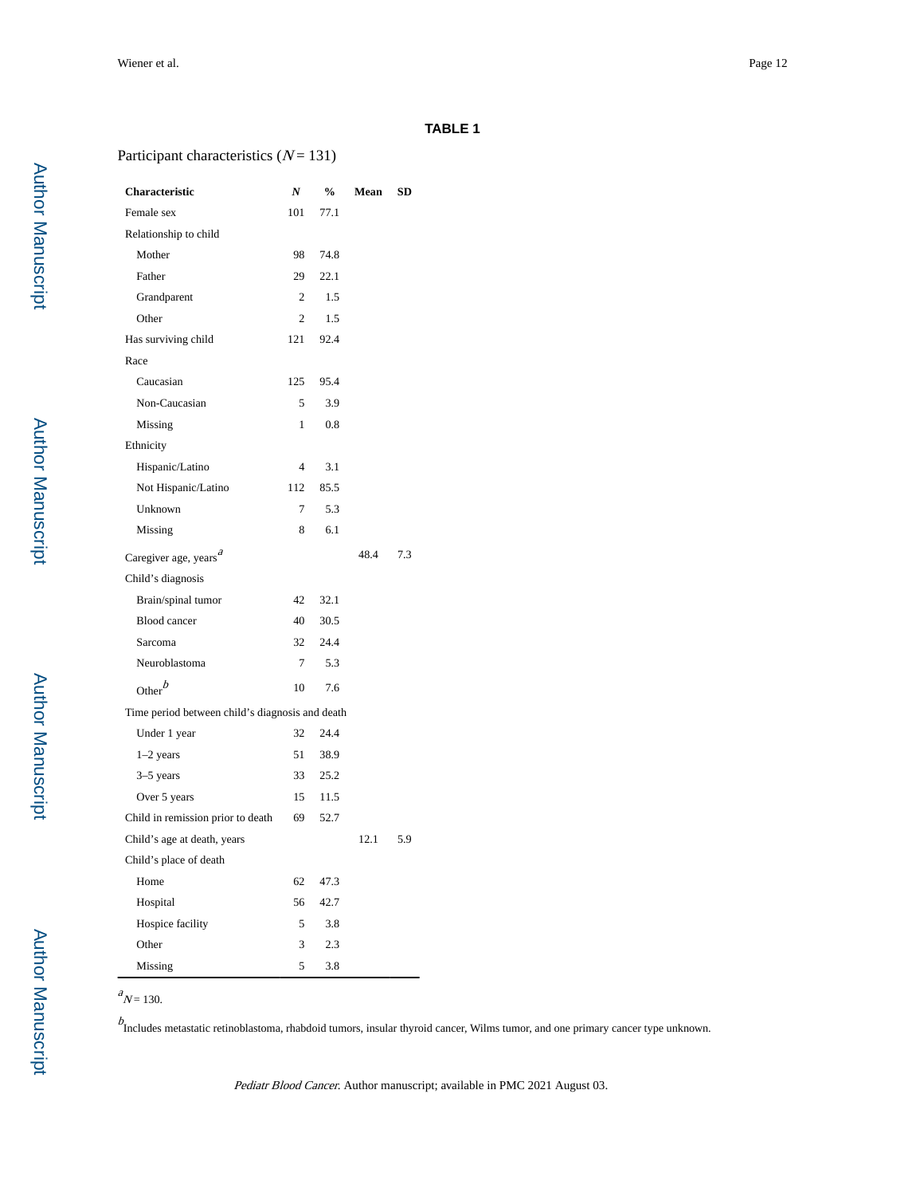**TABLE 1**

Participant characteristics ($N = 131$)

| Characteristic | *N* | % | Mean | SD |
|---|---|---|---|---|
| Female sex | 101 | 77.1 | | |
| Relationship to child | | | | |
| Mother | 98 | 74.8 | | |
| Father | 29 | 22.1 | | |
| Grandparent | 2 | 1.5 | | |
| Other | 2 | 1.5 | | |
| Has surviving child | 121 | 92.4 | | |
| Race | | | | |
| Caucasian | 125 | 95.4 | | |
| Non-Caucasian | 5 | 3.9 | | |
| Missing | 1 | 0.8 | | |
| Ethnicity | | | | |
| Hispanic/Latino | 4 | 3.1 | | |
| Not Hispanic/Latino | 112 | 85.5 | | |
| Unknown | 7 | 5.3 | | |
| Missing | 8 | 6.1 | | |
| Caregiver age, years[a] | | | 48.4 | 7.3 |
| Child's diagnosis | | | | |
| Brain/spinal tumor | 42 | 32.1 | | |
| Blood cancer | 40 | 30.5 | | |
| Sarcoma | 32 | 24.4 | | |
| Neuroblastoma | 7 | 5.3 | | |
| Other[b] | 10 | 7.6 | | |
| Time period between child's diagnosis and death | | | | |
| Under 1 year | 32 | 24.4 | | |
| 1–2 years | 51 | 38.9 | | |
| 3–5 years | 33 | 25.2 | | |
| Over 5 years | 15 | 11.5 | | |
| Child in remission prior to death | 69 | 52.7 | | |
| Child's age at death, years | | | 12.1 | 5.9 |
| Child's place of death | | | | |
| Home | 62 | 47.3 | | |
| Hospital | 56 | 42.7 | | |
| Hospice facility | 5 | 3.8 | | |
| Other | 3 | 2.3 | | |
| Missing | 5 | 3.8 | | |

[a] $N = 130$.

[b] Includes metastatic retinoblastoma, rhabdoid tumors, insular thyroid cancer, Wilms tumor, and one primary cancer type unknown.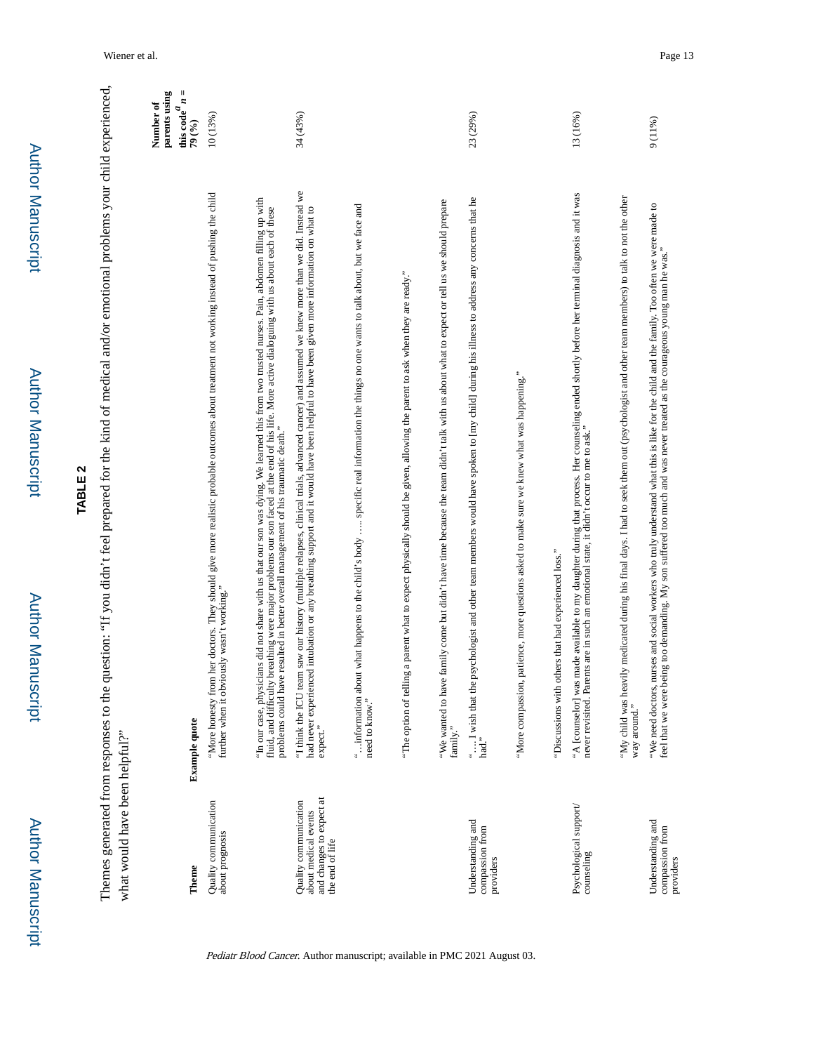## TABLE 2

Themes generated from responses to the question: "If you didn't feel prepared for the kind of medical and/or emotional problems your child experienced, what would have been helpful?"

| Theme | Example quote | Number of parents using this code[a] n = 79 (%) |
|---|---|---|
| Quality communication about prognosis | "More honesty from her doctors. They should give more realistic probable outcomes about treatment not working instead of pushing the child further when it obviously wasn't working." | 10 (13%) |
| | "In our case, physicians did not share with us that our son was dying. We learned this from two trusted nurses. Pain, abdomen filling up with fluid, and difficulty breathing were major problems our son faced at the end of his life. More active dialoguing with us about each of these problems could have resulted in better overall management of his traumatic death." | |
| Quality communication about medical events and changes to expect at the end of life | "I think the ICU team saw our history (multiple relapses, clinical trials, advanced cancer) and assumed we knew more than we did. Instead we had never experienced intubation or any breathing support and it would have been helpful to have been given more information on what to expect." | 34 (43%) |
| | "…information about what happens to the child's body ….. specific real information the things no one wants to talk about, but we face and need to know." | |
| | "The option of telling a parent what to expect physically should be given, allowing the parent to ask when they are ready." | |
| | "We wanted to have family come but didn't have time because the team didn't talk with us about what to expect or tell us we should prepare family." | |
| Understanding and compassion from providers | "…..I wish that the psychologist and other team members would have spoken to [my child] during his illness to address any concerns that he had." | 23 (29%) |
| | "More compassion, patience, more questions asked to make sure we knew what was happening." | |
| | "Discussions with others that had experienced loss." | |
| Psychological support/counseling | "A [counselor] was made available to my daughter during that process. Her counseling ended shortly before her terminal diagnosis and it was never revisited. Parents are in such an emotional state, it didn't occur to me to ask." | 13 (16%) |
| | "My child was heavily medicated during his final days. I had to seek them out (psychologist and other team members) to talk to not the other way around." | |
| Understanding and compassion from providers | "We need doctors, nurses and social workers who truly understand what this is like for the child and the family. Too often we were made to feel that we were being too demanding. My son suffered too much and was never treated as the courageous young man he was." | 9 (11%) |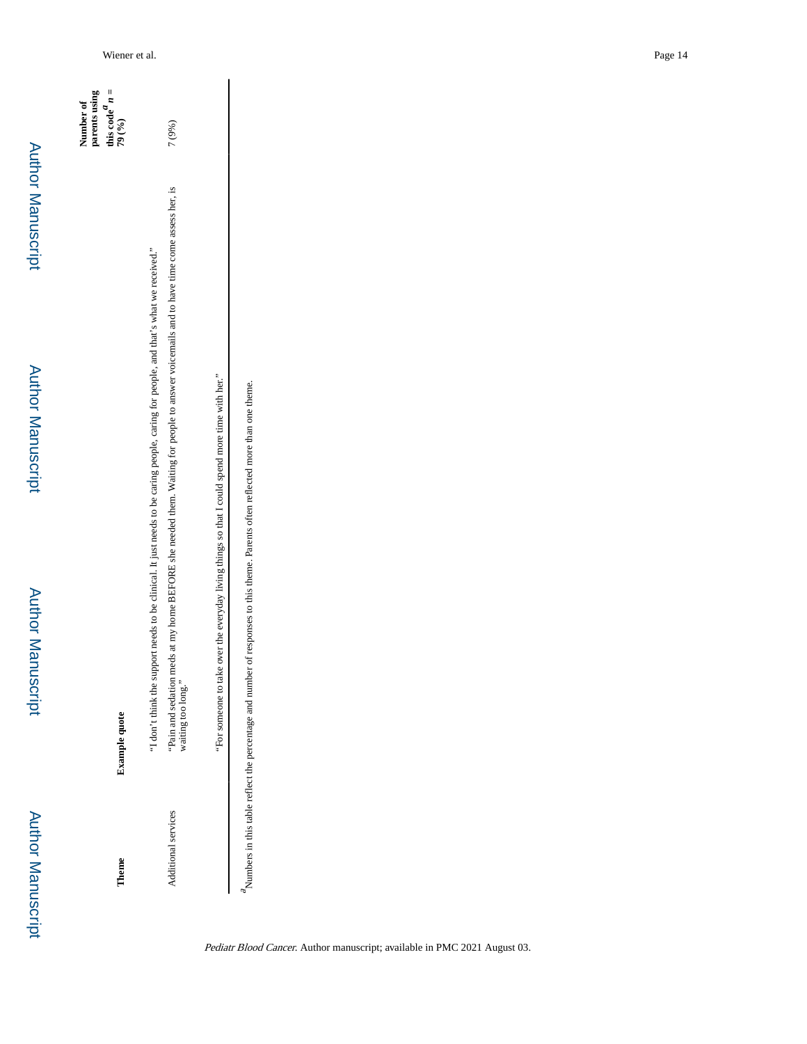| Theme | Example quote | Number of parents using this code[a] n = 79 (%) |
|---|---|---|
| | "I don't think the support needs to be clinical. It just needs to be caring people, caring for people, and that's what we received." | |
| Additional services | "Pain and sedation meds at my home BEFORE she needed them. Waiting for people to answer voicemails and to have time come assess her, is waiting too long." | 7 (9%) |
| | "For someone to take over the everyday living things so that I could spend more time with her." | |

[a] Numbers in this table reflect the percentage and number of responses to this theme. Parents often reflected more than one theme.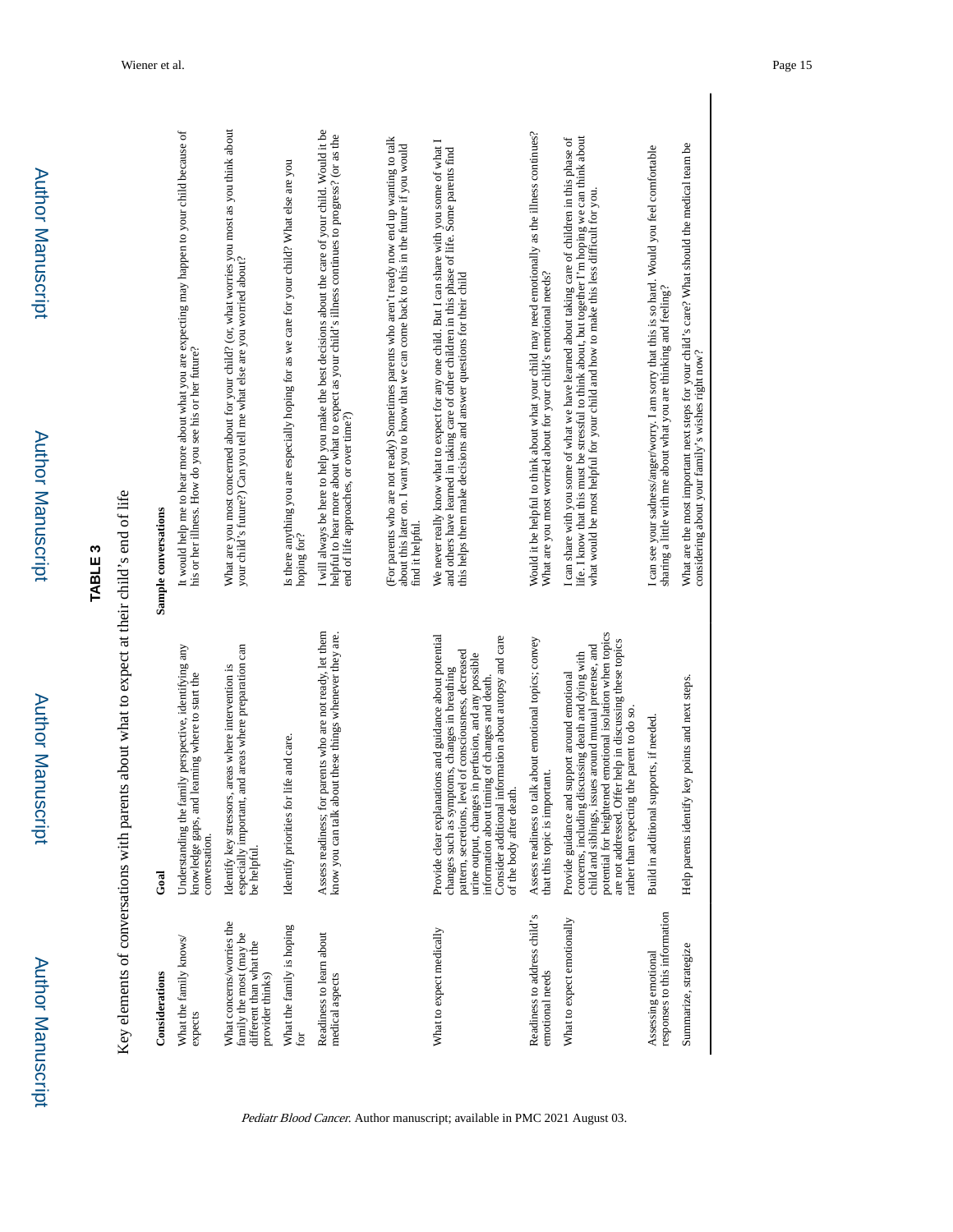# TABLE 3

Key elements of conversations with parents about what to expect at their child's end of life

| Considerations | Goal | Sample conversations |
|---|---|---|
| What the family knows/ expects | Understanding the family perspective, identifying any knowledge gaps, and learning where to start the conversation. | It would help me to hear more about what you are expecting may happen to your child because of his or her illness. How do you see his or her future? |
| What concerns/worries the family the most (may be different than what the provider thinks) | Identify key stressors, areas where intervention is especially important, and areas where preparation can be helpful. | What are you most concerned about for your child? (or, what worries you most as you think about your child's future?) Can you tell me what else are you worried about? |
| What the family is hoping for | Identify priorities for life and care. | Is there anything you are especially hoping for as we care for your child? What else are you hoping for? |
| Readiness to learn about medical aspects | Assess readiness; for parents who are not ready, let them know you can talk about these things whenever they are. | I will always be here to help you make the best decisions about the care of your child. Would it be helpful to hear more about what to expect as your child's illness continues to progress? (or as the end of life approaches, or over time?)<br><br>(For parents who are not ready) Sometimes parents who aren't ready now end up wanting to talk about this later on. I want you to know that we can come back to this in the future if you would find it helpful. |
| What to expect medically | Provide clear explanations and guidance about potential changes such as symptoms, changes in breathing pattern, secretions, level of consciousness, decreased urine output, changes in perfusion, and any possible information about timing of changes and death. Consider additional information about autopsy and care of the body after death. | We never really know what to expect for any one child. But I can share with you some of what I and others have learned in taking care of other children in this phase of life. Some parents find this helps them make decisions and answer questions for their child |
| Readiness to address child's emotional needs | Assess readiness to talk about emotional topics; convey that this topic is important. | Would it be helpful to think about what your child may need emotionally as the illness continues? What are you most worried about for your child's emotional needs? |
| What to expect emotionally | Provide guidance and support around emotional concerns, including discussing death and dying with child and siblings, issues around mutual pretense, and potential for heightened emotional isolation when topics are not addressed. Offer help in discussing these topics rather than expecting the parent to do so. | I can share with you some of what we have learned about taking care of children in this phase of life. I know that this must be stressful to think about, but together I'm hoping we can think about what would be most helpful for your child and how to make this less difficult for you. |
| Assessing emotional responses to this information | Build in additional supports, if needed. | I can see your sadness/anger/worry. I am sorry that this is so hard. Would you feel comfortable sharing a little with me about what you are thinking and feeling? |
| Summarize, strategize | Help parents identify key points and next steps. | What are the most important next steps for your child's care? What should the medical team be considering about your family's wishes right now? |